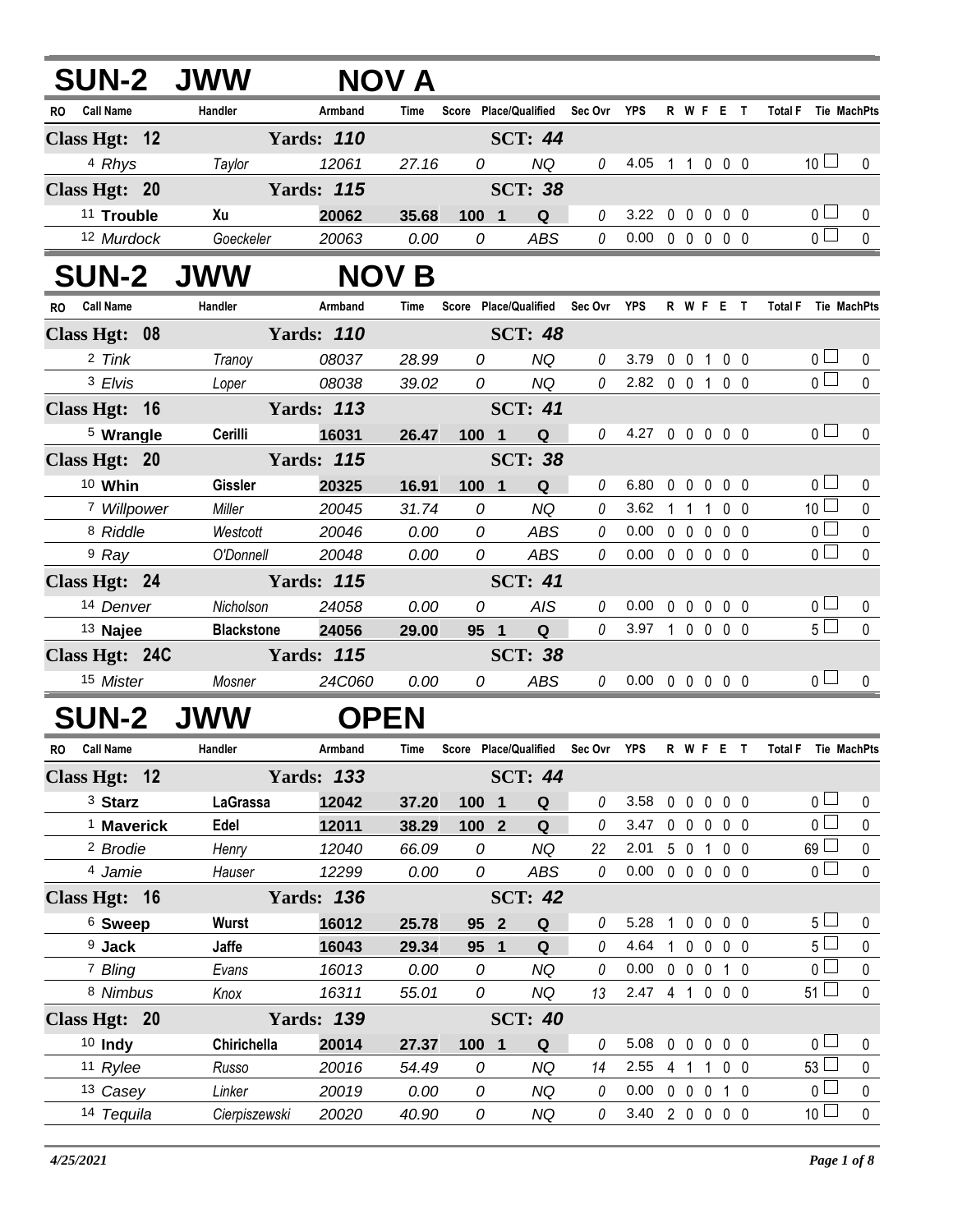## SUN-2 JWW NOV A

| RO | Call Name | Handler | Armband | Time | Score | Place/Qualified | | Sec Ovr | YPS | R | W | F | E | T | Total F | Tie | MachPts |
|---|---|---|---|---|---|---|---|---|---|---|---|---|---|---|---|---|---|
| **Class Hgt: 12** | | **Yards: 110** | | | | **SCT: 44** | | | | | | | | | | | |
| 4 | *Rhys* | *Taylor* | *12061* | *27.16* | *0* | | *NQ* | *0* | 4.05 | 1 | 1 | 0 | 0 | 0 | 10 | ☐ | 0 |
| **Class Hgt: 20** | | **Yards: 115** | | | | **SCT: 38** | | | | | | | | | | | |
| 11 | **Trouble** | **Xu** | **20062** | **35.68** | **100** | **1** | **Q** | *0* | 3.22 | 0 | 0 | 0 | 0 | 0 | 0 | ☐ | 0 |
| 12 | *Murdock* | *Goeckeler* | *20063* | *0.00* | *0* | | *ABS* | *0* | 0.00 | 0 | 0 | 0 | 0 | 0 | 0 | ☐ | 0 |

## SUN-2 JWW NOV B

| RO | Call Name | Handler | Armband | Time | Score | Place/Qualified | | Sec Ovr | YPS | R | W | F | E | T | Total F | Tie | MachPts |
|---|---|---|---|---|---|---|---|---|---|---|---|---|---|---|---|---|---|
| **Class Hgt: 08** | | **Yards: 110** | | | | **SCT: 48** | | | | | | | | | | | |
| 2 | *Tink* | *Tranoy* | *08037* | *28.99* | *0* | | *NQ* | *0* | 3.79 | 0 | 0 | 1 | 0 | 0 | 0 | ☐ | 0 |
| 3 | *Elvis* | *Loper* | *08038* | *39.02* | *0* | | *NQ* | *0* | 2.82 | 0 | 0 | 1 | 0 | 0 | 0 | ☐ | 0 |
| **Class Hgt: 16** | | **Yards: 113** | | | | **SCT: 41** | | | | | | | | | | | |
| 5 | **Wrangle** | **Cerilli** | **16031** | **26.47** | **100** | **1** | **Q** | *0* | 4.27 | 0 | 0 | 0 | 0 | 0 | 0 | ☐ | 0 |
| **Class Hgt: 20** | | **Yards: 115** | | | | **SCT: 38** | | | | | | | | | | | |
| 10 | **Whin** | **Gissler** | **20325** | **16.91** | **100** | **1** | **Q** | *0* | 6.80 | 0 | 0 | 0 | 0 | 0 | 0 | ☐ | 0 |
| 7 | *Willpower* | *Miller* | *20045* | *31.74* | *0* | | *NQ* | *0* | 3.62 | 1 | 1 | 1 | 0 | 0 | 10 | ☐ | 0 |
| 8 | *Riddle* | *Westcott* | *20046* | *0.00* | *0* | | *ABS* | *0* | 0.00 | 0 | 0 | 0 | 0 | 0 | 0 | ☐ | 0 |
| 9 | *Ray* | *O'Donnell* | *20048* | *0.00* | *0* | | *ABS* | *0* | 0.00 | 0 | 0 | 0 | 0 | 0 | 0 | ☐ | 0 |
| **Class Hgt: 24** | | **Yards: 115** | | | | **SCT: 41** | | | | | | | | | | | |
| 14 | *Denver* | *Nicholson* | *24058* | *0.00* | *0* | | *AIS* | *0* | 0.00 | 0 | 0 | 0 | 0 | 0 | 0 | ☐ | 0 |
| 13 | **Najee** | **Blackstone** | **24056** | **29.00** | **95** | **1** | **Q** | *0* | 3.97 | 1 | 0 | 0 | 0 | 0 | 5 | ☐ | 0 |
| **Class Hgt: 24C** | | **Yards: 115** | | | | **SCT: 38** | | | | | | | | | | | |
| 15 | *Mister* | *Mosner* | *24C060* | *0.00* | *0* | | *ABS* | *0* | 0.00 | 0 | 0 | 0 | 0 | 0 | 0 | ☐ | 0 |

## SUN-2 JWW OPEN

| RO | Call Name | Handler | Armband | Time | Score | Place/Qualified | | Sec Ovr | YPS | R | W | F | E | T | Total F | Tie | MachPts |
|---|---|---|---|---|---|---|---|---|---|---|---|---|---|---|---|---|---|
| **Class Hgt: 12** | | **Yards: 133** | | | | **SCT: 44** | | | | | | | | | | | |
| 3 | **Starz** | **LaGrassa** | **12042** | **37.20** | **100** | **1** | **Q** | *0* | 3.58 | 0 | 0 | 0 | 0 | 0 | 0 | ☐ | 0 |
| 1 | **Maverick** | **Edel** | **12011** | **38.29** | **100** | **2** | **Q** | *0* | 3.47 | 0 | 0 | 0 | 0 | 0 | 0 | ☐ | 0 |
| 2 | *Brodie* | *Henry* | *12040* | *66.09* | *0* | | *NQ* | *22* | 2.01 | 5 | 0 | 1 | 0 | 0 | 69 | ☐ | 0 |
| 4 | *Jamie* | *Hauser* | *12299* | *0.00* | *0* | | *ABS* | *0* | 0.00 | 0 | 0 | 0 | 0 | 0 | 0 | ☐ | 0 |
| **Class Hgt: 16** | | **Yards: 136** | | | | **SCT: 42** | | | | | | | | | | | |
| 6 | **Sweep** | **Wurst** | **16012** | **25.78** | **95** | **2** | **Q** | *0* | 5.28 | 1 | 0 | 0 | 0 | 0 | 5 | ☐ | 0 |
| 9 | **Jack** | **Jaffe** | **16043** | **29.34** | **95** | **1** | **Q** | *0* | 4.64 | 1 | 0 | 0 | 0 | 0 | 5 | ☐ | 0 |
| 7 | *Bling* | *Evans* | *16013* | *0.00* | *0* | | *NQ* | *0* | 0.00 | 0 | 0 | 0 | 1 | 0 | 0 | ☐ | 0 |
| 8 | *Nimbus* | *Knox* | *16311* | *55.01* | *0* | | *NQ* | *13* | 2.47 | 4 | 1 | 0 | 0 | 0 | 51 | ☐ | 0 |
| **Class Hgt: 20** | | **Yards: 139** | | | | **SCT: 40** | | | | | | | | | | | |
| 10 | **Indy** | **Chirichella** | **20014** | **27.37** | **100** | **1** | **Q** | *0* | 5.08 | 0 | 0 | 0 | 0 | 0 | 0 | ☐ | 0 |
| 11 | *Rylee* | *Russo* | *20016* | *54.49* | *0* | | *NQ* | *14* | 2.55 | 4 | 1 | 1 | 0 | 0 | 53 | ☐ | 0 |
| 13 | *Casey* | *Linker* | *20019* | *0.00* | *0* | | *NQ* | *0* | 0.00 | 0 | 0 | 0 | 1 | 0 | 0 | ☐ | 0 |
| 14 | *Tequila* | *Cierpiszewski* | *20020* | *40.90* | *0* | | *NQ* | *0* | 3.40 | 2 | 0 | 0 | 0 | 0 | 10 | ☐ | 0 |

*4/25/2021*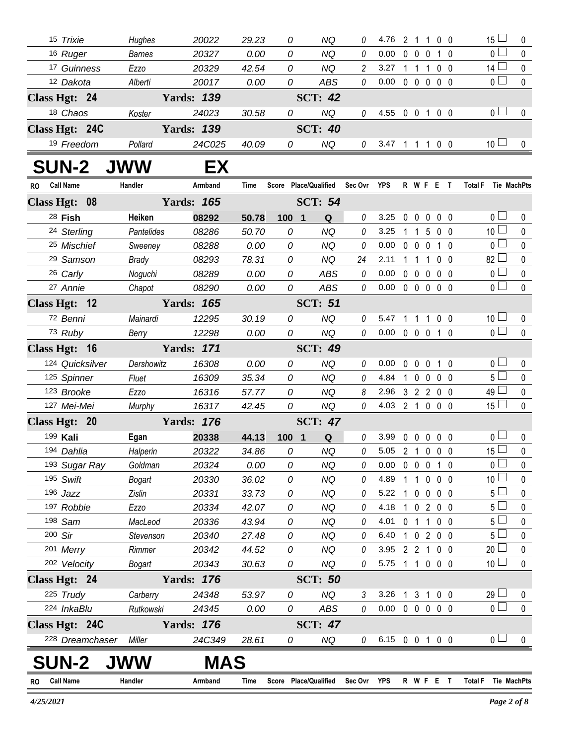| RO | Call Name | Handler | Armband | Time | Score | Place/Qualified | Sec Ovr | YPS | R | W | F | E | T | Total F | Tie | MachPts |
|---|---|---|---|---|---|---|---|---|---|---|---|---|---|---|---|---|
| 15 | Trixie | Hughes | 20022 | 29.23 | 0 | NQ | 0 | 4.76 | 2 | 1 | 1 | 0 | 0 | 15 | | 0 |
| 16 | Ruger | Barnes | 20327 | 0.00 | 0 | NQ | 0 | 0.00 | 0 | 0 | 0 | 1 | 0 | 0 | | 0 |
| 17 | Guinness | Ezzo | 20329 | 42.54 | 0 | NQ | 2 | 3.27 | 1 | 1 | 1 | 0 | 0 | 14 | | 0 |
| 12 | Dakota | Alberti | 20017 | 0.00 | 0 | ABS | 0 | 0.00 | 0 | 0 | 0 | 0 | 0 | 0 | | 0 |
| **Class Hgt: 24** | | **Yards: 139** | | | | **SCT: 42** | | | | | | | | | | |
| 18 | Chaos | Koster | 24023 | 30.58 | 0 | NQ | 0 | 4.55 | 0 | 0 | 1 | 0 | 0 | 0 | | 0 |
| **Class Hgt: 24C** | | **Yards: 139** | | | | **SCT: 40** | | | | | | | | | | |
| 19 | Freedom | Pollard | 24C025 | 40.09 | 0 | NQ | 0 | 3.47 | 1 | 1 | 1 | 0 | 0 | 10 | | 0 |

# SUN-2 JWW EX

| RO | Call Name | Handler | Armband | Time | Score | Place/Qualified | Sec Ovr | YPS | R | W | F | E | T | Total F | Tie | MachPts |
|---|---|---|---|---|---|---|---|---|---|---|---|---|---|---|---|---|
| **Class Hgt: 08** | | **Yards: 165** | | | | **SCT: 54** | | | | | | | | | | |
| 28 | **Fish** | **Heiken** | **08292** | **50.78** | **100** | **1 Q** | 0 | 3.25 | 0 | 0 | 0 | 0 | 0 | 0 | | 0 |
| 24 | Sterling | Pantelides | 08286 | 50.70 | 0 | NQ | 0 | 3.25 | 1 | 1 | 5 | 0 | 0 | 10 | | 0 |
| 25 | Mischief | Sweeney | 08288 | 0.00 | 0 | NQ | 0 | 0.00 | 0 | 0 | 0 | 1 | 0 | 0 | | 0 |
| 29 | Samson | Brady | 08293 | 78.31 | 0 | NQ | 24 | 2.11 | 1 | 1 | 1 | 0 | 0 | 82 | | 0 |
| 26 | Carly | Noguchi | 08289 | 0.00 | 0 | ABS | 0 | 0.00 | 0 | 0 | 0 | 0 | 0 | 0 | | 0 |
| 27 | Annie | Chapot | 08290 | 0.00 | 0 | ABS | 0 | 0.00 | 0 | 0 | 0 | 0 | 0 | 0 | | 0 |
| **Class Hgt: 12** | | **Yards: 165** | | | | **SCT: 51** | | | | | | | | | | |
| 72 | Benni | Mainardi | 12295 | 30.19 | 0 | NQ | 0 | 5.47 | 1 | 1 | 1 | 0 | 0 | 10 | | 0 |
| 73 | Ruby | Berry | 12298 | 0.00 | 0 | NQ | 0 | 0.00 | 0 | 0 | 0 | 1 | 0 | 0 | | 0 |
| **Class Hgt: 16** | | **Yards: 171** | | | | **SCT: 49** | | | | | | | | | | |
| 124 | Quicksilver | Dershowitz | 16308 | 0.00 | 0 | NQ | 0 | 0.00 | 0 | 0 | 0 | 1 | 0 | 0 | | 0 |
| 125 | Spinner | Fluet | 16309 | 35.34 | 0 | NQ | 0 | 4.84 | 1 | 0 | 0 | 0 | 0 | 5 | | 0 |
| 123 | Brooke | Ezzo | 16316 | 57.77 | 0 | NQ | 8 | 2.96 | 3 | 2 | 2 | 0 | 0 | 49 | | 0 |
| 127 | Mei-Mei | Murphy | 16317 | 42.45 | 0 | NQ | 0 | 4.03 | 2 | 1 | 0 | 0 | 0 | 15 | | 0 |
| **Class Hgt: 20** | | **Yards: 176** | | | | **SCT: 47** | | | | | | | | | | |
| 199 | **Kali** | **Egan** | **20338** | **44.13** | **100** | **1 Q** | 0 | 3.99 | 0 | 0 | 0 | 0 | 0 | 0 | | 0 |
| 194 | Dahlia | Halperin | 20322 | 34.86 | 0 | NQ | 0 | 5.05 | 2 | 1 | 0 | 0 | 0 | 15 | | 0 |
| 193 | Sugar Ray | Goldman | 20324 | 0.00 | 0 | NQ | 0 | 0.00 | 0 | 0 | 0 | 1 | 0 | 0 | | 0 |
| 195 | Swift | Bogart | 20330 | 36.02 | 0 | NQ | 0 | 4.89 | 1 | 1 | 0 | 0 | 0 | 10 | | 0 |
| 196 | Jazz | Zislin | 20331 | 33.73 | 0 | NQ | 0 | 5.22 | 1 | 0 | 0 | 0 | 0 | 5 | | 0 |
| 197 | Robbie | Ezzo | 20334 | 42.07 | 0 | NQ | 0 | 4.18 | 1 | 0 | 2 | 0 | 0 | 5 | | 0 |
| 198 | Sam | MacLeod | 20336 | 43.94 | 0 | NQ | 0 | 4.01 | 0 | 1 | 1 | 0 | 0 | 5 | | 0 |
| 200 | Sir | Stevenson | 20340 | 27.48 | 0 | NQ | 0 | 6.40 | 1 | 0 | 2 | 0 | 0 | 5 | | 0 |
| 201 | Merry | Rimmer | 20342 | 44.52 | 0 | NQ | 0 | 3.95 | 2 | 2 | 1 | 0 | 0 | 20 | | 0 |
| 202 | Velocity | Bogart | 20343 | 30.63 | 0 | NQ | 0 | 5.75 | 1 | 1 | 0 | 0 | 0 | 10 | | 0 |
| **Class Hgt: 24** | | **Yards: 176** | | | | **SCT: 50** | | | | | | | | | | |
| 225 | Trudy | Carberry | 24348 | 53.97 | 0 | NQ | 3 | 3.26 | 1 | 3 | 1 | 0 | 0 | 29 | | 0 |
| 224 | InkaBlu | Rutkowski | 24345 | 0.00 | 0 | ABS | 0 | 0.00 | 0 | 0 | 0 | 0 | 0 | 0 | | 0 |
| **Class Hgt: 24C** | | **Yards: 176** | | | | **SCT: 47** | | | | | | | | | | |
| 228 | Dreamchaser | Miller | 24C349 | 28.61 | 0 | NQ | 0 | 6.15 | 0 | 0 | 1 | 0 | 0 | 0 | | 0 |

# SUN-2 JWW MAS

| RO | Call Name | Handler | Armband | Time | Score | Place/Qualified | Sec Ovr | YPS | R | W | F | E | T | Total F | Tie | MachPts |
|---|---|---|---|---|---|---|---|---|---|---|---|---|---|---|---|---|

4/25/2021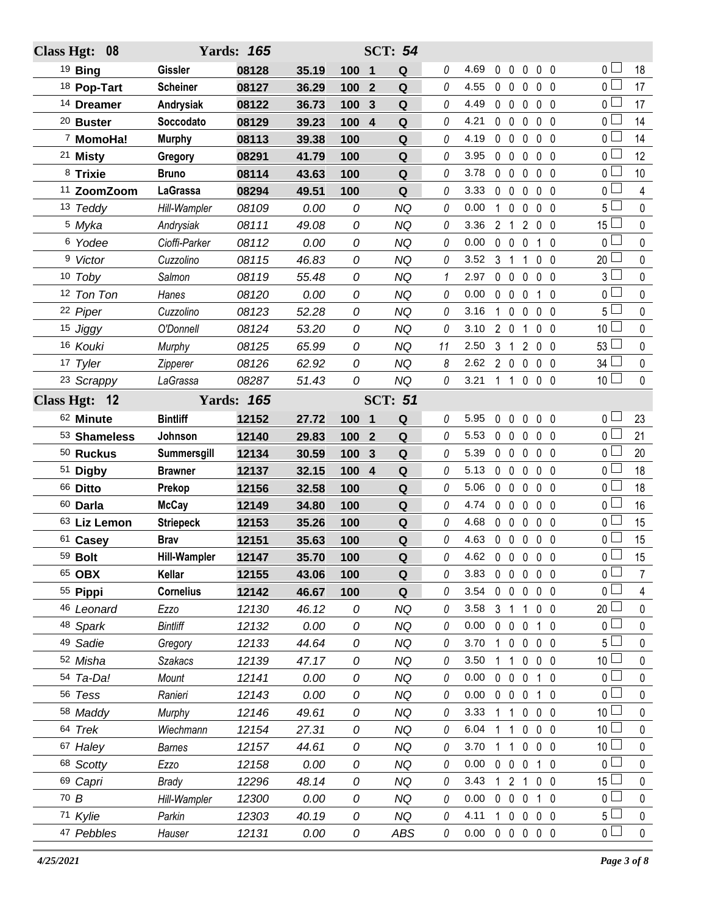## Class Hgt: 08 — Yards: 165 — SCT: 54

| # | Dog | Handler | Armband | Time | Score | Place | Q | Time Flts | YPS | R | W | T | F | E | Total Flts | Pts |
|---|---|---|---|---|---|---|---|---|---|---|---|---|---|---|---|---|
| 19 | **Bing** | **Gissler** | **08128** | **35.19** | **100** | **1** | **Q** | 0 | 4.69 | 0 | 0 | 0 | 0 | 0 | 0 | 18 |
| 18 | **Pop-Tart** | **Scheiner** | **08127** | **36.29** | **100** | **2** | **Q** | 0 | 4.55 | 0 | 0 | 0 | 0 | 0 | 0 | 17 |
| 14 | **Dreamer** | **Andrysiak** | **08122** | **36.73** | **100** | **3** | **Q** | 0 | 4.49 | 0 | 0 | 0 | 0 | 0 | 0 | 17 |
| 20 | **Buster** | **Soccodato** | **08129** | **39.23** | **100** | **4** | **Q** | 0 | 4.21 | 0 | 0 | 0 | 0 | 0 | 0 | 14 |
| 7 | **MomoHa!** | **Murphy** | **08113** | **39.38** | **100** | | **Q** | 0 | 4.19 | 0 | 0 | 0 | 0 | 0 | 0 | 14 |
| 21 | **Misty** | **Gregory** | **08291** | **41.79** | **100** | | **Q** | 0 | 3.95 | 0 | 0 | 0 | 0 | 0 | 0 | 12 |
| 8 | **Trixie** | **Bruno** | **08114** | **43.63** | **100** | | **Q** | 0 | 3.78 | 0 | 0 | 0 | 0 | 0 | 0 | 10 |
| 11 | **ZoomZoom** | **LaGrassa** | **08294** | **49.51** | **100** | | **Q** | 0 | 3.33 | 0 | 0 | 0 | 0 | 0 | 0 | 4 |
| 13 | *Teddy* | *Hill-Wampler* | *08109* | *0.00* | *0* | | *NQ* | 0 | 0.00 | 1 | 0 | 0 | 0 | 0 | 5 | 0 |
| 5 | *Myka* | *Andrysiak* | *08111* | *49.08* | *0* | | *NQ* | 0 | 3.36 | 2 | 1 | 2 | 0 | 0 | 15 | 0 |
| 6 | *Yodee* | *Cioffi-Parker* | *08112* | *0.00* | *0* | | *NQ* | 0 | 0.00 | 0 | 0 | 0 | 1 | 0 | 0 | 0 |
| 9 | *Victor* | *Cuzzolino* | *08115* | *46.83* | *0* | | *NQ* | 0 | 3.52 | 3 | 1 | 1 | 0 | 0 | 20 | 0 |
| 10 | *Toby* | *Salmon* | *08119* | *55.48* | *0* | | *NQ* | 1 | 2.97 | 0 | 0 | 0 | 0 | 0 | 3 | 0 |
| 12 | *Ton Ton* | *Hanes* | *08120* | *0.00* | *0* | | *NQ* | 0 | 0.00 | 0 | 0 | 0 | 1 | 0 | 0 | 0 |
| 22 | *Piper* | *Cuzzolino* | *08123* | *52.28* | *0* | | *NQ* | 0 | 3.16 | 1 | 0 | 0 | 0 | 0 | 5 | 0 |
| 15 | *Jiggy* | *O'Donnell* | *08124* | *53.20* | *0* | | *NQ* | 0 | 3.10 | 2 | 0 | 1 | 0 | 0 | 10 | 0 |
| 16 | *Kouki* | *Murphy* | *08125* | *65.99* | *0* | | *NQ* | 11 | 2.50 | 3 | 1 | 2 | 0 | 0 | 53 | 0 |
| 17 | *Tyler* | *Zipperer* | *08126* | *62.92* | *0* | | *NQ* | 8 | 2.62 | 2 | 0 | 0 | 0 | 0 | 34 | 0 |
| 23 | *Scrappy* | *LaGrassa* | *08287* | *51.43* | *0* | | *NQ* | 0 | 3.21 | 1 | 1 | 0 | 0 | 0 | 10 | 0 |

## Class Hgt: 12 — Yards: 165 — SCT: 51

| # | Dog | Handler | Armband | Time | Score | Place | Q | Time Flts | YPS | R | W | T | F | E | Total Flts | Pts |
|---|---|---|---|---|---|---|---|---|---|---|---|---|---|---|---|---|
| 62 | **Minute** | **Bintliff** | **12152** | **27.72** | **100** | **1** | **Q** | 0 | 5.95 | 0 | 0 | 0 | 0 | 0 | 0 | 23 |
| 53 | **Shameless** | **Johnson** | **12140** | **29.83** | **100** | **2** | **Q** | 0 | 5.53 | 0 | 0 | 0 | 0 | 0 | 0 | 21 |
| 50 | **Ruckus** | **Summersgill** | **12134** | **30.59** | **100** | **3** | **Q** | 0 | 5.39 | 0 | 0 | 0 | 0 | 0 | 0 | 20 |
| 51 | **Digby** | **Brawner** | **12137** | **32.15** | **100** | **4** | **Q** | 0 | 5.13 | 0 | 0 | 0 | 0 | 0 | 0 | 18 |
| 66 | **Ditto** | **Prekop** | **12156** | **32.58** | **100** | | **Q** | 0 | 5.06 | 0 | 0 | 0 | 0 | 0 | 0 | 18 |
| 60 | **Darla** | **McCay** | **12149** | **34.80** | **100** | | **Q** | 0 | 4.74 | 0 | 0 | 0 | 0 | 0 | 0 | 16 |
| 63 | **Liz Lemon** | **Striepeck** | **12153** | **35.26** | **100** | | **Q** | 0 | 4.68 | 0 | 0 | 0 | 0 | 0 | 0 | 15 |
| 61 | **Casey** | **Brav** | **12151** | **35.63** | **100** | | **Q** | 0 | 4.63 | 0 | 0 | 0 | 0 | 0 | 0 | 15 |
| 59 | **Bolt** | **Hill-Wampler** | **12147** | **35.70** | **100** | | **Q** | 0 | 4.62 | 0 | 0 | 0 | 0 | 0 | 0 | 15 |
| 65 | **OBX** | **Kellar** | **12155** | **43.06** | **100** | | **Q** | 0 | 3.83 | 0 | 0 | 0 | 0 | 0 | 0 | 7 |
| 55 | **Pippi** | **Cornelius** | **12142** | **46.67** | **100** | | **Q** | 0 | 3.54 | 0 | 0 | 0 | 0 | 0 | 0 | 4 |
| 46 | *Leonard* | *Ezzo* | *12130* | *46.12* | *0* | | *NQ* | 0 | 3.58 | 3 | 1 | 1 | 0 | 0 | 20 | 0 |
| 48 | *Spark* | *Bintliff* | *12132* | *0.00* | *0* | | *NQ* | 0 | 0.00 | 0 | 0 | 0 | 1 | 0 | 0 | 0 |
| 49 | *Sadie* | *Gregory* | *12133* | *44.64* | *0* | | *NQ* | 0 | 3.70 | 1 | 0 | 0 | 0 | 0 | 5 | 0 |
| 52 | *Misha* | *Szakacs* | *12139* | *47.17* | *0* | | *NQ* | 0 | 3.50 | 1 | 1 | 0 | 0 | 0 | 10 | 0 |
| 54 | *Ta-Da!* | *Mount* | *12141* | *0.00* | *0* | | *NQ* | 0 | 0.00 | 0 | 0 | 0 | 1 | 0 | 0 | 0 |
| 56 | *Tess* | *Ranieri* | *12143* | *0.00* | *0* | | *NQ* | 0 | 0.00 | 0 | 0 | 0 | 1 | 0 | 0 | 0 |
| 58 | *Maddy* | *Murphy* | *12146* | *49.61* | *0* | | *NQ* | 0 | 3.33 | 1 | 1 | 0 | 0 | 0 | 10 | 0 |
| 64 | *Trek* | *Wiechmann* | *12154* | *27.31* | *0* | | *NQ* | 0 | 6.04 | 1 | 1 | 0 | 0 | 0 | 10 | 0 |
| 67 | *Haley* | *Barnes* | *12157* | *44.61* | *0* | | *NQ* | 0 | 3.70 | 1 | 1 | 0 | 0 | 0 | 10 | 0 |
| 68 | *Scotty* | *Ezzo* | *12158* | *0.00* | *0* | | *NQ* | 0 | 0.00 | 0 | 0 | 0 | 1 | 0 | 0 | 0 |
| 69 | *Capri* | *Brady* | *12296* | *48.14* | *0* | | *NQ* | 0 | 3.43 | 1 | 2 | 1 | 0 | 0 | 15 | 0 |
| 70 | *B* | *Hill-Wampler* | *12300* | *0.00* | *0* | | *NQ* | 0 | 0.00 | 0 | 0 | 0 | 1 | 0 | 0 | 0 |
| 71 | *Kylie* | *Parkin* | *12303* | *40.19* | *0* | | *NQ* | 0 | 4.11 | 1 | 0 | 0 | 0 | 0 | 5 | 0 |
| 47 | *Pebbles* | *Hauser* | *12131* | *0.00* | *0* | | *ABS* | 0 | 0.00 | 0 | 0 | 0 | 0 | 0 | 0 | 0 |

*4/25/2021*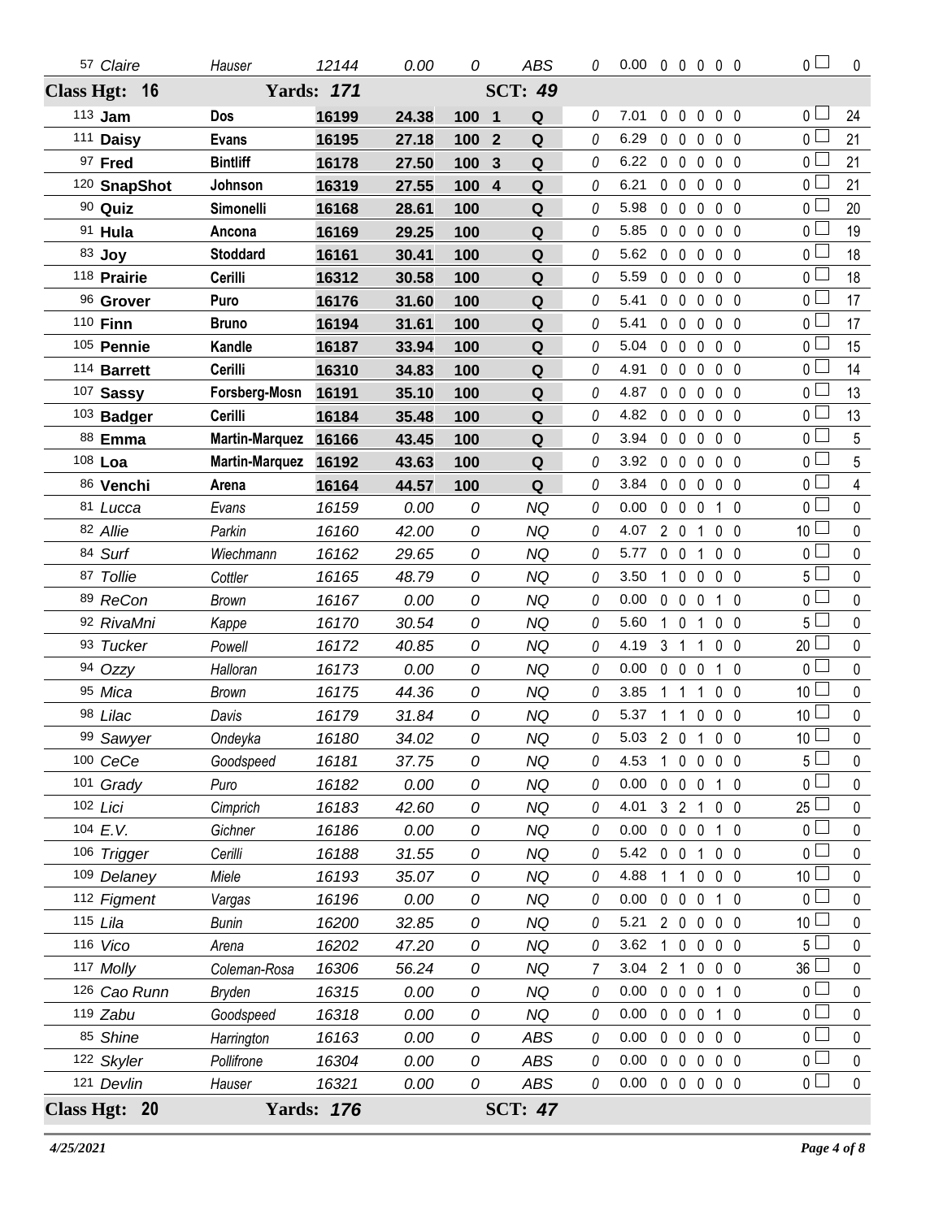| # | Dog | Handler | Reg | Time | Score | Place | Q | | YPS | | | | | | Faults | Pts |
|---|---|---|---|---|---|---|---|---|---|---|---|---|---|---|---|---|
| 57 | *Claire* | *Hauser* | *12144* | *0.00* | *0* | | *ABS* | *0* | 0.00 | 0 | 0 | 0 | 0 | 0 | 0 | 0 |

**Class Hgt: 16 Yards: 171 SCT: 49**

| # | Dog | Handler | Reg | Time | Score | Place | Q | | YPS | | | | | | Faults | Pts |
|---|---|---|---|---|---|---|---|---|---|---|---|---|---|---|---|---|
| 113 | **Jam** | **Dos** | **16199** | **24.38** | **100** | **1** | **Q** | 0 | 7.01 | 0 | 0 | 0 | 0 | 0 | 0 | 24 |
| 111 | **Daisy** | **Evans** | **16195** | **27.18** | **100** | **2** | **Q** | 0 | 6.29 | 0 | 0 | 0 | 0 | 0 | 0 | 21 |
| 97 | **Fred** | **Bintliff** | **16178** | **27.50** | **100** | **3** | **Q** | 0 | 6.22 | 0 | 0 | 0 | 0 | 0 | 0 | 21 |
| 120 | **SnapShot** | **Johnson** | **16319** | **27.55** | **100** | **4** | **Q** | 0 | 6.21 | 0 | 0 | 0 | 0 | 0 | 0 | 21 |
| 90 | **Quiz** | **Simonelli** | **16168** | **28.61** | **100** | | **Q** | 0 | 5.98 | 0 | 0 | 0 | 0 | 0 | 0 | 20 |
| 91 | **Hula** | **Ancona** | **16169** | **29.25** | **100** | | **Q** | 0 | 5.85 | 0 | 0 | 0 | 0 | 0 | 0 | 19 |
| 83 | **Joy** | **Stoddard** | **16161** | **30.41** | **100** | | **Q** | 0 | 5.62 | 0 | 0 | 0 | 0 | 0 | 0 | 18 |
| 118 | **Prairie** | **Cerilli** | **16312** | **30.58** | **100** | | **Q** | 0 | 5.59 | 0 | 0 | 0 | 0 | 0 | 0 | 18 |
| 96 | **Grover** | **Puro** | **16176** | **31.60** | **100** | | **Q** | 0 | 5.41 | 0 | 0 | 0 | 0 | 0 | 0 | 17 |
| 110 | **Finn** | **Bruno** | **16194** | **31.61** | **100** | | **Q** | 0 | 5.41 | 0 | 0 | 0 | 0 | 0 | 0 | 17 |
| 105 | **Pennie** | **Kandle** | **16187** | **33.94** | **100** | | **Q** | 0 | 5.04 | 0 | 0 | 0 | 0 | 0 | 0 | 15 |
| 114 | **Barrett** | **Cerilli** | **16310** | **34.83** | **100** | | **Q** | 0 | 4.91 | 0 | 0 | 0 | 0 | 0 | 0 | 14 |
| 107 | **Sassy** | **Forsberg-Mosn** | **16191** | **35.10** | **100** | | **Q** | 0 | 4.87 | 0 | 0 | 0 | 0 | 0 | 0 | 13 |
| 103 | **Badger** | **Cerilli** | **16184** | **35.48** | **100** | | **Q** | 0 | 4.82 | 0 | 0 | 0 | 0 | 0 | 0 | 13 |
| 88 | **Emma** | **Martin-Marquez** | **16166** | **43.45** | **100** | | **Q** | 0 | 3.94 | 0 | 0 | 0 | 0 | 0 | 0 | 5 |
| 108 | **Loa** | **Martin-Marquez** | **16192** | **43.63** | **100** | | **Q** | 0 | 3.92 | 0 | 0 | 0 | 0 | 0 | 0 | 5 |
| 86 | **Venchi** | **Arena** | **16164** | **44.57** | **100** | | **Q** | 0 | 3.84 | 0 | 0 | 0 | 0 | 0 | 0 | 4 |
| 81 | *Lucca* | *Evans* | *16159* | *0.00* | *0* | | *NQ* | 0 | 0.00 | 0 | 0 | 0 | 1 | 0 | 0 | 0 |
| 82 | *Allie* | *Parkin* | *16160* | *42.00* | *0* | | *NQ* | 0 | 4.07 | 2 | 0 | 1 | 0 | 0 | 10 | 0 |
| 84 | *Surf* | *Wiechmann* | *16162* | *29.65* | *0* | | *NQ* | 0 | 5.77 | 0 | 0 | 1 | 0 | 0 | 0 | 0 |
| 87 | *Tollie* | *Cottler* | *16165* | *48.79* | *0* | | *NQ* | 0 | 3.50 | 1 | 0 | 0 | 0 | 0 | 5 | 0 |
| 89 | *ReCon* | *Brown* | *16167* | *0.00* | *0* | | *NQ* | 0 | 0.00 | 0 | 0 | 0 | 1 | 0 | 0 | 0 |
| 92 | *RivaMni* | *Kappe* | *16170* | *30.54* | *0* | | *NQ* | 0 | 5.60 | 1 | 0 | 1 | 0 | 0 | 5 | 0 |
| 93 | *Tucker* | *Powell* | *16172* | *40.85* | *0* | | *NQ* | 0 | 4.19 | 3 | 1 | 1 | 0 | 0 | 20 | 0 |
| 94 | *Ozzy* | *Halloran* | *16173* | *0.00* | *0* | | *NQ* | 0 | 0.00 | 0 | 0 | 0 | 1 | 0 | 0 | 0 |
| 95 | *Mica* | *Brown* | *16175* | *44.36* | *0* | | *NQ* | 0 | 3.85 | 1 | 1 | 1 | 0 | 0 | 10 | 0 |
| 98 | *Lilac* | *Davis* | *16179* | *31.84* | *0* | | *NQ* | 0 | 5.37 | 1 | 1 | 0 | 0 | 0 | 10 | 0 |
| 99 | *Sawyer* | *Ondeyka* | *16180* | *34.02* | *0* | | *NQ* | 0 | 5.03 | 2 | 0 | 1 | 0 | 0 | 10 | 0 |
| 100 | *CeCe* | *Goodspeed* | *16181* | *37.75* | *0* | | *NQ* | 0 | 4.53 | 1 | 0 | 0 | 0 | 0 | 5 | 0 |
| 101 | *Grady* | *Puro* | *16182* | *0.00* | *0* | | *NQ* | 0 | 0.00 | 0 | 0 | 0 | 1 | 0 | 0 | 0 |
| 102 | *Lici* | *Cimprich* | *16183* | *42.60* | *0* | | *NQ* | 0 | 4.01 | 3 | 2 | 1 | 0 | 0 | 25 | 0 |
| 104 | *E.V.* | *Gichner* | *16186* | *0.00* | *0* | | *NQ* | 0 | 0.00 | 0 | 0 | 0 | 1 | 0 | 0 | 0 |
| 106 | *Trigger* | *Cerilli* | *16188* | *31.55* | *0* | | *NQ* | 0 | 5.42 | 0 | 0 | 1 | 0 | 0 | 0 | 0 |
| 109 | *Delaney* | *Miele* | *16193* | *35.07* | *0* | | *NQ* | 0 | 4.88 | 1 | 1 | 0 | 0 | 0 | 10 | 0 |
| 112 | *Figment* | *Vargas* | *16196* | *0.00* | *0* | | *NQ* | 0 | 0.00 | 0 | 0 | 0 | 1 | 0 | 0 | 0 |
| 115 | *Lila* | *Bunin* | *16200* | *32.85* | *0* | | *NQ* | 0 | 5.21 | 2 | 0 | 0 | 0 | 0 | 10 | 0 |
| 116 | *Vico* | *Arena* | *16202* | *47.20* | *0* | | *NQ* | 0 | 3.62 | 1 | 0 | 0 | 0 | 0 | 5 | 0 |
| 117 | *Molly* | *Coleman-Rosa* | *16306* | *56.24* | *0* | | *NQ* | 7 | 3.04 | 2 | 1 | 0 | 0 | 0 | 36 | 0 |
| 126 | *Cao Runn* | *Bryden* | *16315* | *0.00* | *0* | | *NQ* | 0 | 0.00 | 0 | 0 | 0 | 1 | 0 | 0 | 0 |
| 119 | *Zabu* | *Goodspeed* | *16318* | *0.00* | *0* | | *NQ* | 0 | 0.00 | 0 | 0 | 0 | 1 | 0 | 0 | 0 |
| 85 | *Shine* | *Harrington* | *16163* | *0.00* | *0* | | *ABS* | 0 | 0.00 | 0 | 0 | 0 | 0 | 0 | 0 | 0 |
| 122 | *Skyler* | *Pollifrone* | *16304* | *0.00* | *0* | | *ABS* | 0 | 0.00 | 0 | 0 | 0 | 0 | 0 | 0 | 0 |
| 121 | *Devlin* | *Hauser* | *16321* | *0.00* | *0* | | *ABS* | 0 | 0.00 | 0 | 0 | 0 | 0 | 0 | 0 | 0 |

**Class Hgt: 20 Yards: 176 SCT: 47**

*4/25/2021*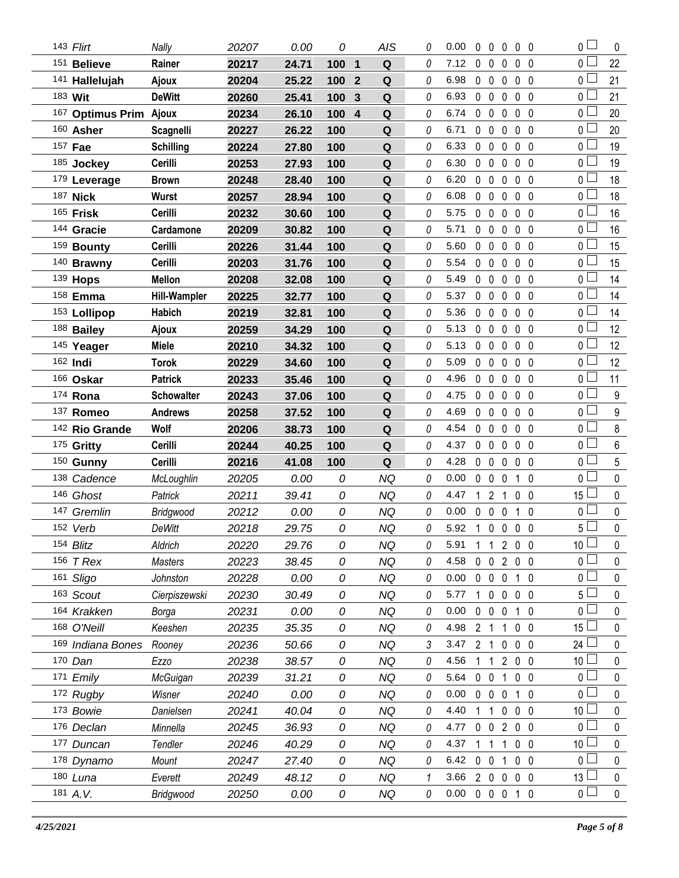| | | | | | | | | | | | | | | | | |
|---|---|---|---|---|---|---|---|---|---|---|---|---|---|---|---|---|
| 143 *Flirt* | *Nally* | *20207* | *0.00* | *0* | | *AIS* | *0* | 0.00 | 0 | 0 | 0 | 0 | 0 | 0 | ☐ | 0 |
| 151 **Believe** | **Rainer** | **20217** | **24.71** | **100** | **1** | **Q** | *0* | 7.12 | 0 | 0 | 0 | 0 | 0 | 0 | ☐ | 22 |
| 141 **Hallelujah** | **Ajoux** | **20204** | **25.22** | **100** | **2** | **Q** | *0* | 6.98 | 0 | 0 | 0 | 0 | 0 | 0 | ☐ | 21 |
| 183 **Wit** | **DeWitt** | **20260** | **25.41** | **100** | **3** | **Q** | *0* | 6.93 | 0 | 0 | 0 | 0 | 0 | 0 | ☐ | 21 |
| 167 **Optimus Prim** | **Ajoux** | **20234** | **26.10** | **100** | **4** | **Q** | *0* | 6.74 | 0 | 0 | 0 | 0 | 0 | 0 | ☐ | 20 |
| 160 **Asher** | **Scagnelli** | **20227** | **26.22** | **100** | | **Q** | *0* | 6.71 | 0 | 0 | 0 | 0 | 0 | 0 | ☐ | 20 |
| 157 **Fae** | **Schilling** | **20224** | **27.80** | **100** | | **Q** | *0* | 6.33 | 0 | 0 | 0 | 0 | 0 | 0 | ☐ | 19 |
| 185 **Jockey** | **Cerilli** | **20253** | **27.93** | **100** | | **Q** | *0* | 6.30 | 0 | 0 | 0 | 0 | 0 | 0 | ☐ | 19 |
| 179 **Leverage** | **Brown** | **20248** | **28.40** | **100** | | **Q** | *0* | 6.20 | 0 | 0 | 0 | 0 | 0 | 0 | ☐ | 18 |
| 187 **Nick** | **Wurst** | **20257** | **28.94** | **100** | | **Q** | *0* | 6.08 | 0 | 0 | 0 | 0 | 0 | 0 | ☐ | 18 |
| 165 **Frisk** | **Cerilli** | **20232** | **30.60** | **100** | | **Q** | *0* | 5.75 | 0 | 0 | 0 | 0 | 0 | 0 | ☐ | 16 |
| 144 **Gracie** | **Cardamone** | **20209** | **30.82** | **100** | | **Q** | *0* | 5.71 | 0 | 0 | 0 | 0 | 0 | 0 | ☐ | 16 |
| 159 **Bounty** | **Cerilli** | **20226** | **31.44** | **100** | | **Q** | *0* | 5.60 | 0 | 0 | 0 | 0 | 0 | 0 | ☐ | 15 |
| 140 **Brawny** | **Cerilli** | **20203** | **31.76** | **100** | | **Q** | *0* | 5.54 | 0 | 0 | 0 | 0 | 0 | 0 | ☐ | 15 |
| 139 **Hops** | **Mellon** | **20208** | **32.08** | **100** | | **Q** | *0* | 5.49 | 0 | 0 | 0 | 0 | 0 | 0 | ☐ | 14 |
| 158 **Emma** | **Hill-Wampler** | **20225** | **32.77** | **100** | | **Q** | *0* | 5.37 | 0 | 0 | 0 | 0 | 0 | 0 | ☐ | 14 |
| 153 **Lollipop** | **Habich** | **20219** | **32.81** | **100** | | **Q** | *0* | 5.36 | 0 | 0 | 0 | 0 | 0 | 0 | ☐ | 14 |
| 188 **Bailey** | **Ajoux** | **20259** | **34.29** | **100** | | **Q** | *0* | 5.13 | 0 | 0 | 0 | 0 | 0 | 0 | ☐ | 12 |
| 145 **Yeager** | **Miele** | **20210** | **34.32** | **100** | | **Q** | *0* | 5.13 | 0 | 0 | 0 | 0 | 0 | 0 | ☐ | 12 |
| 162 **Indi** | **Torok** | **20229** | **34.60** | **100** | | **Q** | *0* | 5.09 | 0 | 0 | 0 | 0 | 0 | 0 | ☐ | 12 |
| 166 **Oskar** | **Patrick** | **20233** | **35.46** | **100** | | **Q** | *0* | 4.96 | 0 | 0 | 0 | 0 | 0 | 0 | ☐ | 11 |
| 174 **Rona** | **Schowalter** | **20243** | **37.06** | **100** | | **Q** | *0* | 4.75 | 0 | 0 | 0 | 0 | 0 | 0 | ☐ | 9 |
| 137 **Romeo** | **Andrews** | **20258** | **37.52** | **100** | | **Q** | *0* | 4.69 | 0 | 0 | 0 | 0 | 0 | 0 | ☐ | 9 |
| 142 **Rio Grande** | **Wolf** | **20206** | **38.73** | **100** | | **Q** | *0* | 4.54 | 0 | 0 | 0 | 0 | 0 | 0 | ☐ | 8 |
| 175 **Gritty** | **Cerilli** | **20244** | **40.25** | **100** | | **Q** | *0* | 4.37 | 0 | 0 | 0 | 0 | 0 | 0 | ☐ | 6 |
| 150 **Gunny** | **Cerilli** | **20216** | **41.08** | **100** | | **Q** | *0* | 4.28 | 0 | 0 | 0 | 0 | 0 | 0 | ☐ | 5 |
| 138 *Cadence* | *McLoughlin* | *20205* | *0.00* | *0* | | *NQ* | *0* | 0.00 | 0 | 0 | 0 | 1 | 0 | 0 | ☐ | 0 |
| 146 *Ghost* | *Patrick* | *20211* | *39.41* | *0* | | *NQ* | *0* | 4.47 | 1 | 2 | 1 | 0 | 0 | 15 | ☐ | 0 |
| 147 *Gremlin* | *Bridgwood* | *20212* | *0.00* | *0* | | *NQ* | *0* | 0.00 | 0 | 0 | 0 | 1 | 0 | 0 | ☐ | 0 |
| 152 *Verb* | *DeWitt* | *20218* | *29.75* | *0* | | *NQ* | *0* | 5.92 | 1 | 0 | 0 | 0 | 0 | 5 | ☐ | 0 |
| 154 *Blitz* | *Aldrich* | *20220* | *29.76* | *0* | | *NQ* | *0* | 5.91 | 1 | 1 | 2 | 0 | 0 | 10 | ☐ | 0 |
| 156 *T Rex* | *Masters* | *20223* | *38.45* | *0* | | *NQ* | *0* | 4.58 | 0 | 0 | 2 | 0 | 0 | 0 | ☐ | 0 |
| 161 *Sligo* | *Johnston* | *20228* | *0.00* | *0* | | *NQ* | *0* | 0.00 | 0 | 0 | 0 | 1 | 0 | 0 | ☐ | 0 |
| 163 *Scout* | *Cierpiszewski* | *20230* | *30.49* | *0* | | *NQ* | *0* | 5.77 | 1 | 0 | 0 | 0 | 0 | 5 | ☐ | 0 |
| 164 *Krakken* | *Borga* | *20231* | *0.00* | *0* | | *NQ* | *0* | 0.00 | 0 | 0 | 0 | 1 | 0 | 0 | ☐ | 0 |
| 168 *O'Neill* | *Keeshen* | *20235* | *35.35* | *0* | | *NQ* | *0* | 4.98 | 2 | 1 | 1 | 0 | 0 | 15 | ☐ | 0 |
| 169 *Indiana Bones* | *Rooney* | *20236* | *50.66* | *0* | | *NQ* | *3* | 3.47 | 2 | 1 | 0 | 0 | 0 | 24 | ☐ | 0 |
| 170 *Dan* | *Ezzo* | *20238* | *38.57* | *0* | | *NQ* | *0* | 4.56 | 1 | 1 | 2 | 0 | 0 | 10 | ☐ | 0 |
| 171 *Emily* | *McGuigan* | *20239* | *31.21* | *0* | | *NQ* | *0* | 5.64 | 0 | 0 | 1 | 0 | 0 | 0 | ☐ | 0 |
| 172 *Rugby* | *Wisner* | *20240* | *0.00* | *0* | | *NQ* | *0* | 0.00 | 0 | 0 | 0 | 1 | 0 | 0 | ☐ | 0 |
| 173 *Bowie* | *Danielsen* | *20241* | *40.04* | *0* | | *NQ* | *0* | 4.40 | 1 | 1 | 0 | 0 | 0 | 10 | ☐ | 0 |
| 176 *Declan* | *Minnella* | *20245* | *36.93* | *0* | | *NQ* | *0* | 4.77 | 0 | 0 | 2 | 0 | 0 | 0 | ☐ | 0 |
| 177 *Duncan* | *Tendler* | *20246* | *40.29* | *0* | | *NQ* | *0* | 4.37 | 1 | 1 | 1 | 0 | 0 | 10 | ☐ | 0 |
| 178 *Dynamo* | *Mount* | *20247* | *27.40* | *0* | | *NQ* | *0* | 6.42 | 0 | 0 | 1 | 0 | 0 | 0 | ☐ | 0 |
| 180 *Luna* | *Everett* | *20249* | *48.12* | *0* | | *NQ* | *1* | 3.66 | 2 | 0 | 0 | 0 | 0 | 13 | ☐ | 0 |
| 181 *A.V.* | *Bridgwood* | *20250* | *0.00* | *0* | | *NQ* | *0* | 0.00 | 0 | 0 | 0 | 1 | 0 | 0 | ☐ | 0 |

*4/25/2021*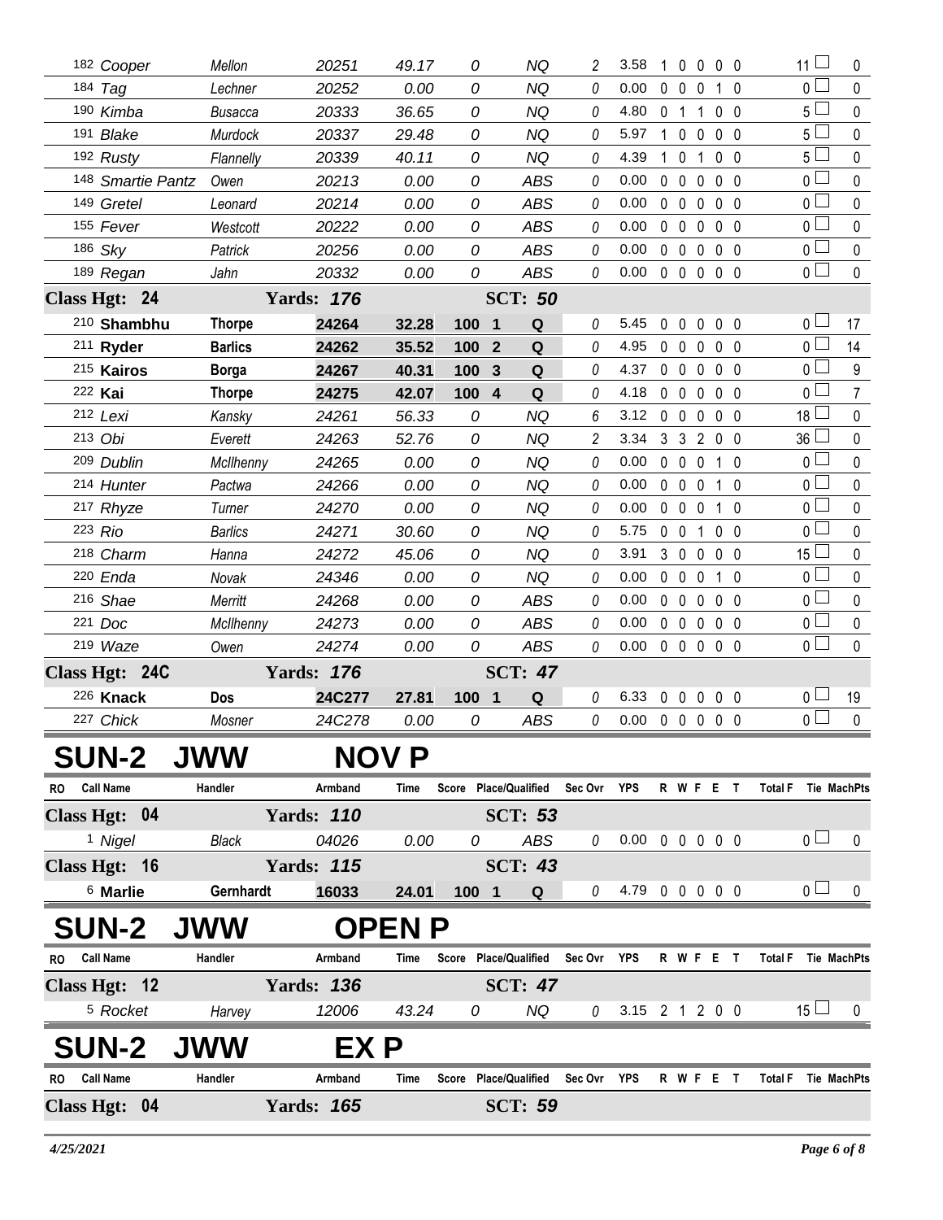| RO | Call Name | Handler | Armband | Time | Score | Place/Qualified | Sec Ovr | YPS | R | W | F | E | T | Total F | Tie MachPts |
|---|---|---|---|---|---|---|---|---|---|---|---|---|---|---|---|
| 182 | *Cooper* | *Mellon* | *20251* | *49.17* | *0* | *NQ* | *2* | 3.58 | 1 | 0 | 0 | 0 | 0 | 11 | 0 |
| 184 | *Tag* | *Lechner* | *20252* | *0.00* | *0* | *NQ* | *0* | 0.00 | 0 | 0 | 0 | 1 | 0 | 0 | 0 |
| 190 | *Kimba* | *Busacca* | *20333* | *36.65* | *0* | *NQ* | *0* | 4.80 | 0 | 1 | 1 | 0 | 0 | 5 | 0 |
| 191 | *Blake* | *Murdock* | *20337* | *29.48* | *0* | *NQ* | *0* | 5.97 | 1 | 0 | 0 | 0 | 0 | 5 | 0 |
| 192 | *Rusty* | *Flannelly* | *20339* | *40.11* | *0* | *NQ* | *0* | 4.39 | 1 | 0 | 1 | 0 | 0 | 5 | 0 |
| 148 | *Smartie Pantz* | *Owen* | *20213* | *0.00* | *0* | *ABS* | *0* | 0.00 | 0 | 0 | 0 | 0 | 0 | 0 | 0 |
| 149 | *Gretel* | *Leonard* | *20214* | *0.00* | *0* | *ABS* | *0* | 0.00 | 0 | 0 | 0 | 0 | 0 | 0 | 0 |
| 155 | *Fever* | *Westcott* | *20222* | *0.00* | *0* | *ABS* | *0* | 0.00 | 0 | 0 | 0 | 0 | 0 | 0 | 0 |
| 186 | *Sky* | *Patrick* | *20256* | *0.00* | *0* | *ABS* | *0* | 0.00 | 0 | 0 | 0 | 0 | 0 | 0 | 0 |
| 189 | *Regan* | *Jahn* | *20332* | *0.00* | *0* | *ABS* | *0* | 0.00 | 0 | 0 | 0 | 0 | 0 | 0 | 0 |
| **Class Hgt: 24** | | | **Yards: 176** | | | **SCT: 50** | | | | | | | | | |
| 210 | **Shambhu** | **Thorpe** | **24264** | **32.28** | **100** | **1 Q** | *0* | 5.45 | 0 | 0 | 0 | 0 | 0 | 0 | 17 |
| 211 | **Ryder** | **Barlics** | **24262** | **35.52** | **100** | **2 Q** | *0* | 4.95 | 0 | 0 | 0 | 0 | 0 | 0 | 14 |
| 215 | **Kairos** | **Borga** | **24267** | **40.31** | **100** | **3 Q** | *0* | 4.37 | 0 | 0 | 0 | 0 | 0 | 0 | 9 |
| 222 | **Kai** | **Thorpe** | **24275** | **42.07** | **100** | **4 Q** | *0* | 4.18 | 0 | 0 | 0 | 0 | 0 | 0 | 7 |
| 212 | *Lexi* | *Kansky* | *24261* | *56.33* | *0* | *NQ* | *6* | 3.12 | 0 | 0 | 0 | 0 | 0 | 18 | 0 |
| 213 | *Obi* | *Everett* | *24263* | *52.76* | *0* | *NQ* | *2* | 3.34 | 3 | 3 | 2 | 0 | 0 | 36 | 0 |
| 209 | *Dublin* | *McIlhenny* | *24265* | *0.00* | *0* | *NQ* | *0* | 0.00 | 0 | 0 | 0 | 1 | 0 | 0 | 0 |
| 214 | *Hunter* | *Pactwa* | *24266* | *0.00* | *0* | *NQ* | *0* | 0.00 | 0 | 0 | 0 | 1 | 0 | 0 | 0 |
| 217 | *Rhyze* | *Turner* | *24270* | *0.00* | *0* | *NQ* | *0* | 0.00 | 0 | 0 | 0 | 1 | 0 | 0 | 0 |
| 223 | *Rio* | *Barlics* | *24271* | *30.60* | *0* | *NQ* | *0* | 5.75 | 0 | 0 | 1 | 0 | 0 | 0 | 0 |
| 218 | *Charm* | *Hanna* | *24272* | *45.06* | *0* | *NQ* | *0* | 3.91 | 3 | 0 | 0 | 0 | 0 | 15 | 0 |
| 220 | *Enda* | *Novak* | *24346* | *0.00* | *0* | *NQ* | *0* | 0.00 | 0 | 0 | 0 | 1 | 0 | 0 | 0 |
| 216 | *Shae* | *Merritt* | *24268* | *0.00* | *0* | *ABS* | *0* | 0.00 | 0 | 0 | 0 | 0 | 0 | 0 | 0 |
| 221 | *Doc* | *McIlhenny* | *24273* | *0.00* | *0* | *ABS* | *0* | 0.00 | 0 | 0 | 0 | 0 | 0 | 0 | 0 |
| 219 | *Waze* | *Owen* | *24274* | *0.00* | *0* | *ABS* | *0* | 0.00 | 0 | 0 | 0 | 0 | 0 | 0 | 0 |
| **Class Hgt: 24C** | | | **Yards: 176** | | | **SCT: 47** | | | | | | | | | |
| 226 | **Knack** | **Dos** | **24C277** | **27.81** | **100** | **1 Q** | *0* | 6.33 | 0 | 0 | 0 | 0 | 0 | 0 | 19 |
| 227 | *Chick* | *Mosner* | *24C278* | *0.00* | *0* | *ABS* | *0* | 0.00 | 0 | 0 | 0 | 0 | 0 | 0 | 0 |

# SUN-2 JWW NOV P

| RO | Call Name | Handler | Armband | Time | Score | Place/Qualified | Sec Ovr | YPS | R | W | F | E | T | Total F | Tie MachPts |
|---|---|---|---|---|---|---|---|---|---|---|---|---|---|---|---|
| **Class Hgt: 04** | | | **Yards: 110** | | | **SCT: 53** | | | | | | | | | |
| 1 | *Nigel* | *Black* | *04026* | *0.00* | *0* | *ABS* | *0* | 0.00 | 0 | 0 | 0 | 0 | 0 | 0 | 0 |
| **Class Hgt: 16** | | | **Yards: 115** | | | **SCT: 43** | | | | | | | | | |
| 6 | **Marlie** | **Gernhardt** | **16033** | **24.01** | **100** | **1 Q** | *0* | 4.79 | 0 | 0 | 0 | 0 | 0 | 0 | 0 |

# SUN-2 JWW OPEN P

| RO | Call Name | Handler | Armband | Time | Score | Place/Qualified | Sec Ovr | YPS | R | W | F | E | T | Total F | Tie MachPts |
|---|---|---|---|---|---|---|---|---|---|---|---|---|---|---|---|
| **Class Hgt: 12** | | | **Yards: 136** | | | **SCT: 47** | | | | | | | | | |
| 5 | *Rocket* | *Harvey* | *12006* | *43.24* | *0* | *NQ* | *0* | 3.15 | 2 | 1 | 2 | 0 | 0 | 15 | 0 |

# SUN-2 JWW EX P

| RO | Call Name | Handler | Armband | Time | Score | Place/Qualified | Sec Ovr | YPS | R | W | F | E | T | Total F | Tie MachPts |
|---|---|---|---|---|---|---|---|---|---|---|---|---|---|---|---|
| **Class Hgt: 04** | | | **Yards: 165** | | | **SCT: 59** | | | | | | | | | |

*4/25/2021*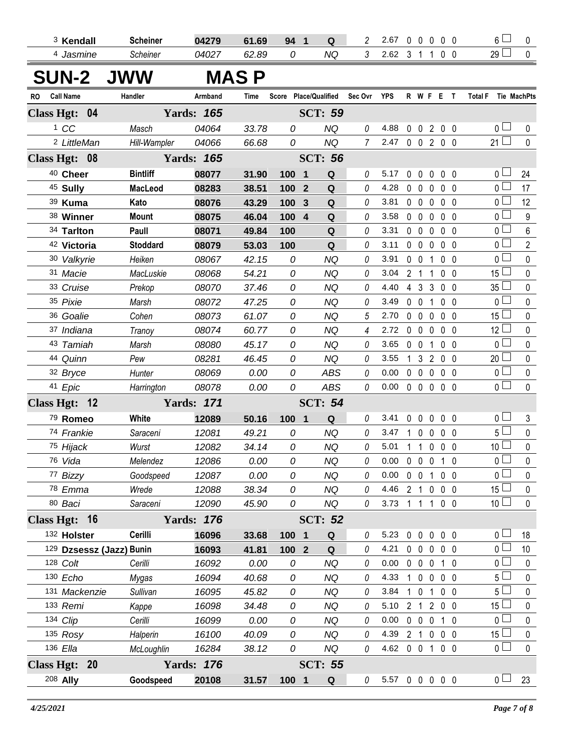| RO | Call Name | Handler | Armband | Time | Score | Place/Qualified | Sec Ovr | YPS | R | W | F | E | T | Total F | Tie | MachPts |
|---|---|---|---|---|---|---|---|---|---|---|---|---|---|---|---|---|
| 3 | **Kendall** | **Scheiner** | **04279** | **61.69** | **94** | **1 Q** | 2 | 2.67 | 0 | 0 | 0 | 0 | 0 | 6 | | 0 |
| 4 | *Jasmine* | *Scheiner* | *04027* | *62.89* | *0* | *NQ* | 3 | 2.62 | 3 | 1 | 1 | 0 | 0 | 29 | | 0 |

# SUN-2 JWW MAS P

| RO | Call Name | Handler | Armband | Time | Score | Place/Qualified | Sec Ovr | YPS | R | W | F | E | T | Total F | Tie | MachPts |
|---|---|---|---|---|---|---|---|---|---|---|---|---|---|---|---|---|
| **Class Hgt: 04** | | **Yards: 165** | | | | **SCT: 59** | | | | | | | | | | |
| 1 | *CC* | *Masch* | *04064* | *33.78* | *0* | *NQ* | 0 | 4.88 | 0 | 0 | 2 | 0 | 0 | 0 | | 0 |
| 2 | *LittleMan* | *Hill-Wampler* | *04066* | *66.68* | *0* | *NQ* | 7 | 2.47 | 0 | 0 | 2 | 0 | 0 | 21 | | 0 |
| **Class Hgt: 08** | | **Yards: 165** | | | | **SCT: 56** | | | | | | | | | | |
| 40 | **Cheer** | **Bintliff** | **08077** | **31.90** | **100** | **1 Q** | 0 | 5.17 | 0 | 0 | 0 | 0 | 0 | 0 | | 24 |
| 45 | **Sully** | **MacLeod** | **08283** | **38.51** | **100** | **2 Q** | 0 | 4.28 | 0 | 0 | 0 | 0 | 0 | 0 | | 17 |
| 39 | **Kuma** | **Kato** | **08076** | **43.29** | **100** | **3 Q** | 0 | 3.81 | 0 | 0 | 0 | 0 | 0 | 0 | | 12 |
| 38 | **Winner** | **Mount** | **08075** | **46.04** | **100** | **4 Q** | 0 | 3.58 | 0 | 0 | 0 | 0 | 0 | 0 | | 9 |
| 34 | **Tarlton** | **Paull** | **08071** | **49.84** | **100** | **Q** | 0 | 3.31 | 0 | 0 | 0 | 0 | 0 | 0 | | 6 |
| 42 | **Victoria** | **Stoddard** | **08079** | **53.03** | **100** | **Q** | 0 | 3.11 | 0 | 0 | 0 | 0 | 0 | 0 | | 2 |
| 30 | *Valkyrie* | *Heiken* | *08067* | *42.15* | *0* | *NQ* | 0 | 3.91 | 0 | 0 | 1 | 0 | 0 | 0 | | 0 |
| 31 | *Macie* | *MacLuskie* | *08068* | *54.21* | *0* | *NQ* | 0 | 3.04 | 2 | 1 | 1 | 0 | 0 | 15 | | 0 |
| 33 | *Cruise* | *Prekop* | *08070* | *37.46* | *0* | *NQ* | 0 | 4.40 | 4 | 3 | 3 | 0 | 0 | 35 | | 0 |
| 35 | *Pixie* | *Marsh* | *08072* | *47.25* | *0* | *NQ* | 0 | 3.49 | 0 | 0 | 1 | 0 | 0 | 0 | | 0 |
| 36 | *Goalie* | *Cohen* | *08073* | *61.07* | *0* | *NQ* | 5 | 2.70 | 0 | 0 | 0 | 0 | 0 | 15 | | 0 |
| 37 | *Indiana* | *Tranoy* | *08074* | *60.77* | *0* | *NQ* | 4 | 2.72 | 0 | 0 | 0 | 0 | 0 | 12 | | 0 |
| 43 | *Tamiah* | *Marsh* | *08080* | *45.17* | *0* | *NQ* | 0 | 3.65 | 0 | 0 | 1 | 0 | 0 | 0 | | 0 |
| 44 | *Quinn* | *Pew* | *08281* | *46.45* | *0* | *NQ* | 0 | 3.55 | 1 | 3 | 2 | 0 | 0 | 20 | | 0 |
| 32 | *Bryce* | *Hunter* | *08069* | *0.00* | *0* | *ABS* | 0 | 0.00 | 0 | 0 | 0 | 0 | 0 | 0 | | 0 |
| 41 | *Epic* | *Harrington* | *08078* | *0.00* | *0* | *ABS* | 0 | 0.00 | 0 | 0 | 0 | 0 | 0 | 0 | | 0 |
| **Class Hgt: 12** | | **Yards: 171** | | | | **SCT: 54** | | | | | | | | | | |
| 79 | **Romeo** | **White** | **12089** | **50.16** | **100** | **1 Q** | 0 | 3.41 | 0 | 0 | 0 | 0 | 0 | 0 | | 3 |
| 74 | *Frankie* | *Saraceni* | *12081* | *49.21* | *0* | *NQ* | 0 | 3.47 | 1 | 0 | 0 | 0 | 0 | 5 | | 0 |
| 75 | *Hijack* | *Wurst* | *12082* | *34.14* | *0* | *NQ* | 0 | 5.01 | 1 | 1 | 0 | 0 | 0 | 10 | | 0 |
| 76 | *Vida* | *Melendez* | *12086* | *0.00* | *0* | *NQ* | 0 | 0.00 | 0 | 0 | 0 | 1 | 0 | 0 | | 0 |
| 77 | *Bizzy* | *Goodspeed* | *12087* | *0.00* | *0* | *NQ* | 0 | 0.00 | 0 | 0 | 1 | 0 | 0 | 0 | | 0 |
| 78 | *Emma* | *Wrede* | *12088* | *38.34* | *0* | *NQ* | 0 | 4.46 | 2 | 1 | 0 | 0 | 0 | 15 | | 0 |
| 80 | *Baci* | *Saraceni* | *12090* | *45.90* | *0* | *NQ* | 0 | 3.73 | 1 | 1 | 1 | 0 | 0 | 10 | | 0 |
| **Class Hgt: 16** | | **Yards: 176** | | | | **SCT: 52** | | | | | | | | | | |
| 132 | **Holster** | **Cerilli** | **16096** | **33.68** | **100** | **1 Q** | 0 | 5.23 | 0 | 0 | 0 | 0 | 0 | 0 | | 18 |
| 129 | **Dzsessz (Jazz)** | **Bunin** | **16093** | **41.81** | **100** | **2 Q** | 0 | 4.21 | 0 | 0 | 0 | 0 | 0 | 0 | | 10 |
| 128 | *Colt* | *Cerilli* | *16092* | *0.00* | *0* | *NQ* | 0 | 0.00 | 0 | 0 | 0 | 1 | 0 | 0 | | 0 |
| 130 | *Echo* | *Mygas* | *16094* | *40.68* | *0* | *NQ* | 0 | 4.33 | 1 | 0 | 0 | 0 | 0 | 5 | | 0 |
| 131 | *Mackenzie* | *Sullivan* | *16095* | *45.82* | *0* | *NQ* | 0 | 3.84 | 1 | 0 | 1 | 0 | 0 | 5 | | 0 |
| 133 | *Remi* | *Kappe* | *16098* | *34.48* | *0* | *NQ* | 0 | 5.10 | 2 | 1 | 2 | 0 | 0 | 15 | | 0 |
| 134 | *Clip* | *Cerilli* | *16099* | *0.00* | *0* | *NQ* | 0 | 0.00 | 0 | 0 | 0 | 1 | 0 | 0 | | 0 |
| 135 | *Rosy* | *Halperin* | *16100* | *40.09* | *0* | *NQ* | 0 | 4.39 | 2 | 1 | 0 | 0 | 0 | 15 | | 0 |
| 136 | *Ella* | *McLoughlin* | *16284* | *38.12* | *0* | *NQ* | 0 | 4.62 | 0 | 0 | 1 | 0 | 0 | 0 | | 0 |
| **Class Hgt: 20** | | **Yards: 176** | | | | **SCT: 55** | | | | | | | | | | |
| 208 | **Ally** | **Goodspeed** | **20108** | **31.57** | **100** | **1 Q** | 0 | 5.57 | 0 | 0 | 0 | 0 | 0 | 0 | | 23 |

*4/25/2021*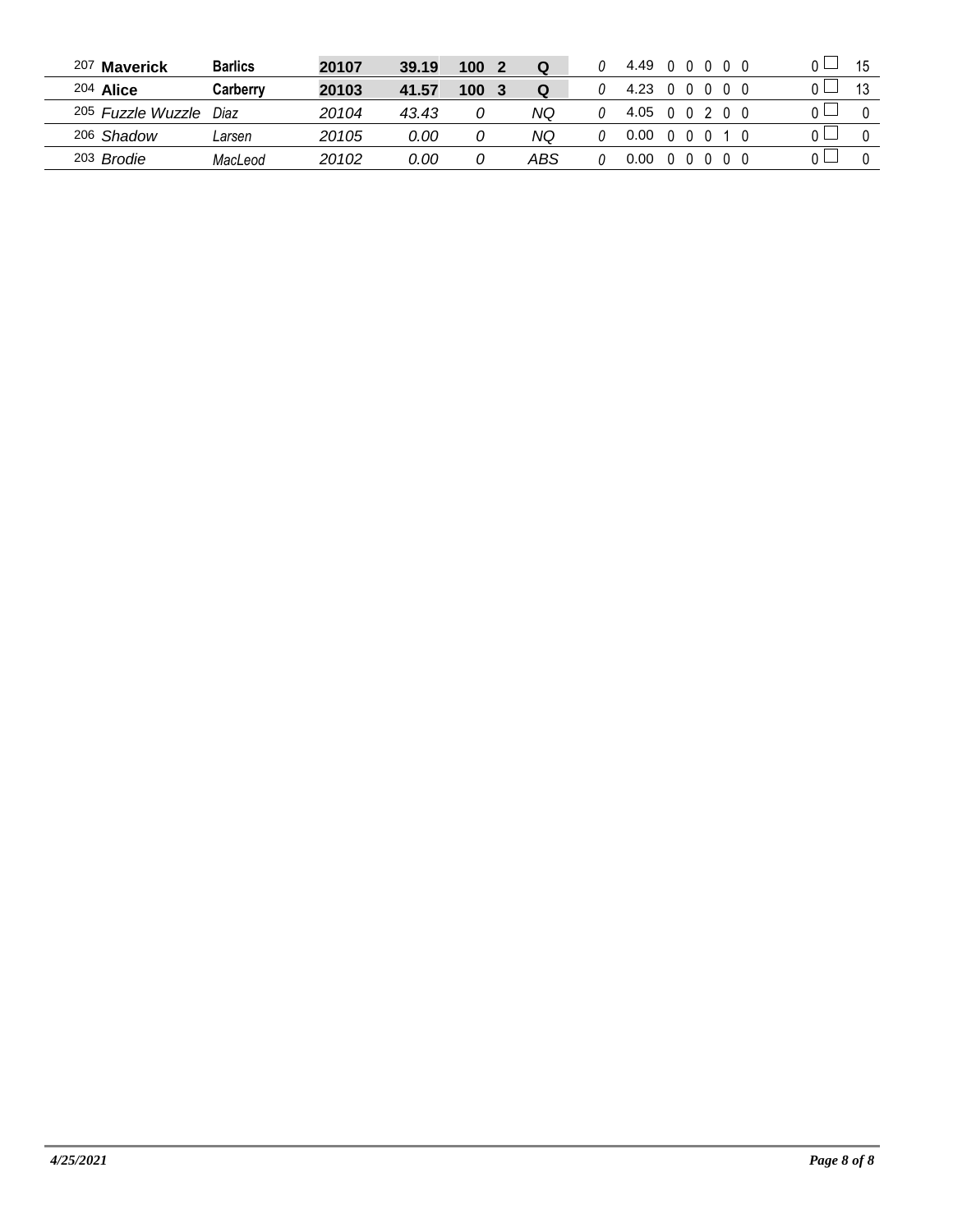| | | | | | | | | | | | | | | | | |
|---|---|---|---|---|---|---|---|---|---|---|---|---|---|---|---|---|
| 207 | **Maverick** | **Barlics** | **20107** | **39.19** | **100** | **2** | **Q** | *0* | 4.49 | 0 | 0 | 0 | 0 | 0 | 0 ☐ | 15 |
| 204 | **Alice** | **Carberry** | **20103** | **41.57** | **100** | **3** | **Q** | *0* | 4.23 | 0 | 0 | 0 | 0 | 0 | 0 ☐ | 13 |
| 205 | *Fuzzle Wuzzle* | *Diaz* | *20104* | *43.43* | *0* | | *NQ* | *0* | 4.05 | 0 | 0 | 2 | 0 | 0 | 0 ☐ | 0 |
| 206 | *Shadow* | *Larsen* | *20105* | *0.00* | *0* | | *NQ* | *0* | 0.00 | 0 | 0 | 0 | 1 | 0 | 0 ☐ | 0 |
| 203 | *Brodie* | *MacLeod* | *20102* | *0.00* | *0* | | *ABS* | *0* | 0.00 | 0 | 0 | 0 | 0 | 0 | 0 ☐ | 0 |

*4/25/2021*